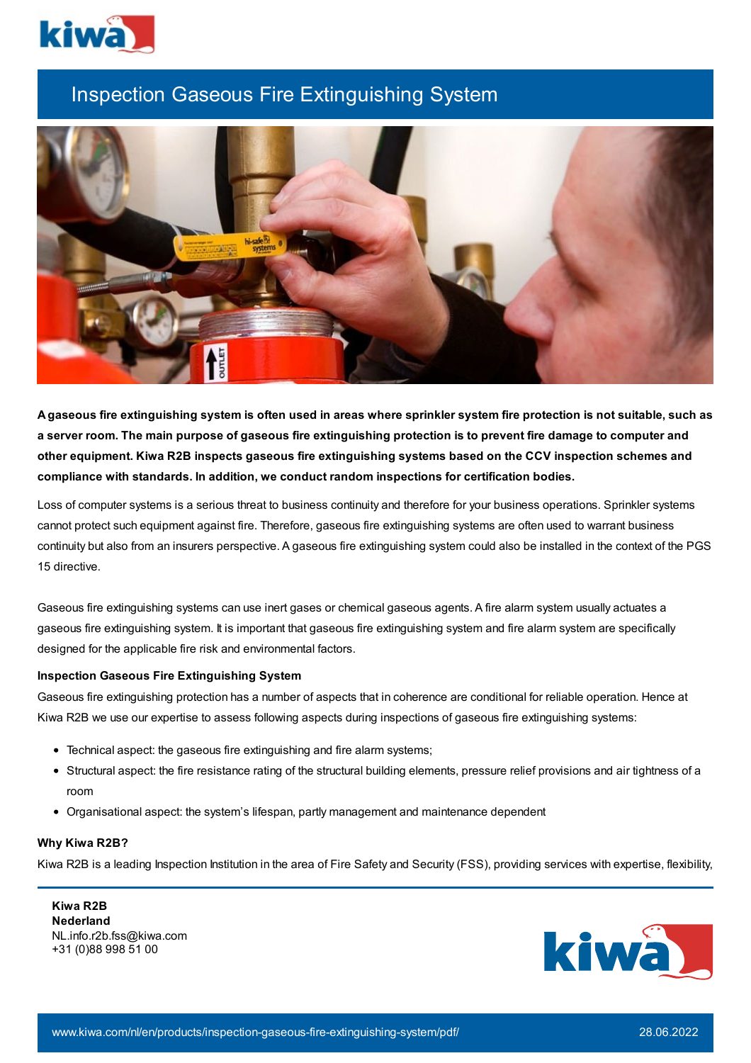# Inspection Gaseous Fire Extinguishing System

**A gaseous fire extinguishing system is often used in areas where sprinkler system fire protection is not suitable, such as a server room. The main purpose of gaseous fire extinguishing protection is to prevent fire damage to computer and other equipment. Kiwa R2B inspects gaseous fire extinguishing systems based on the CCV inspection schemes and compliance with standards. In addition, we conduct random inspections for certification bodies.**

Loss of computer systems is a serious threat to business continuity and therefore for your business operations. Sprinkler systems cannot protect such equipment against fire. Therefore, gaseous fire extinguishing systems are often used to warrant business continuity but also from an insurers perspective. A gaseous fire extinguishing system could also be installed in the context of the PGS 15 directive.

Gaseous fire extinguishing systems can use inert gases or chemical gaseous agents. A fire alarm system usually actuates a gaseous fire extinguishing system. It is important that gaseous fire extinguishing system and fire alarm system are specifically designed for the applicable fire risk and environmental factors.

**Inspection Gaseous Fire Extinguishing System**

Gaseous fire extinguishing protection has a number of aspects that in coherence are conditional for reliable operation. Hence at Kiwa R2B we use our expertise to assess following aspects during inspections of gaseous fire extinguishing systems:

- Technical aspect: the gaseous fire extinguishing and fire alarm systems;
- Structural aspect: the fire resistance rating of the structural building elements, pressure relief provisions and air tightness of a room
- Organisational aspect: the system's lifespan, partly management and maintenance dependent

**Why Kiwa R2B?**

Kiwa R2B is a leading Inspection Institution in the area of Fire Safety and Security (FSS), providing services with expertise, flexibility,

**Kiwa R2B**
**Nederland**
NL.info.r2b.fss@kiwa.com
+31 (0)88 998 51 00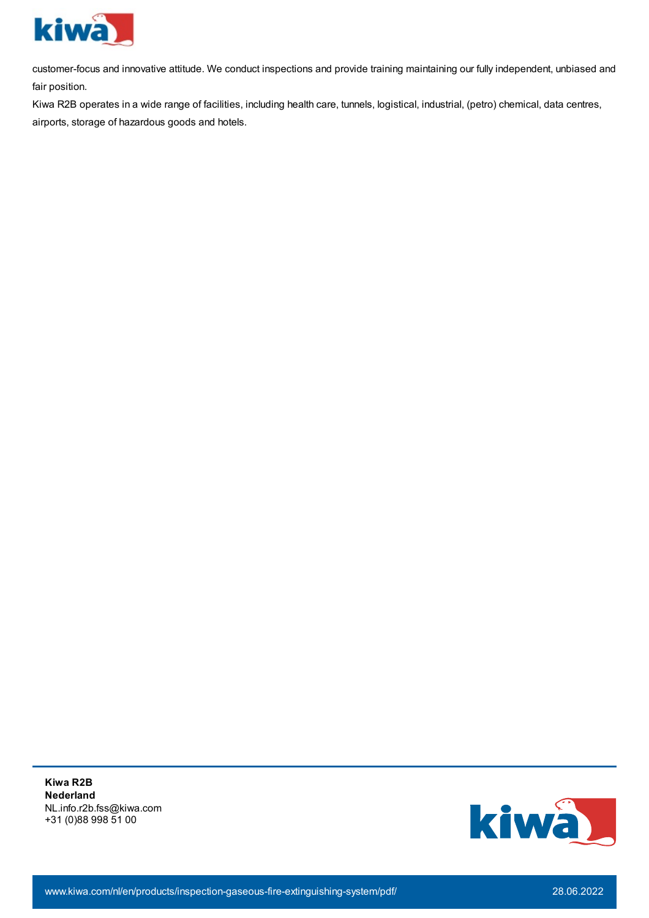customer-focus and innovative attitude. We conduct inspections and provide training maintaining our fully independent, unbiased and fair position.

Kiwa R2B operates in a wide range of facilities, including health care, tunnels, logistical, industrial, (petro) chemical, data centres, airports, storage of hazardous goods and hotels.

**Kiwa R2B**
**Nederland**
NL.info.r2b.fss@kiwa.com
+31 (0)88 998 51 00